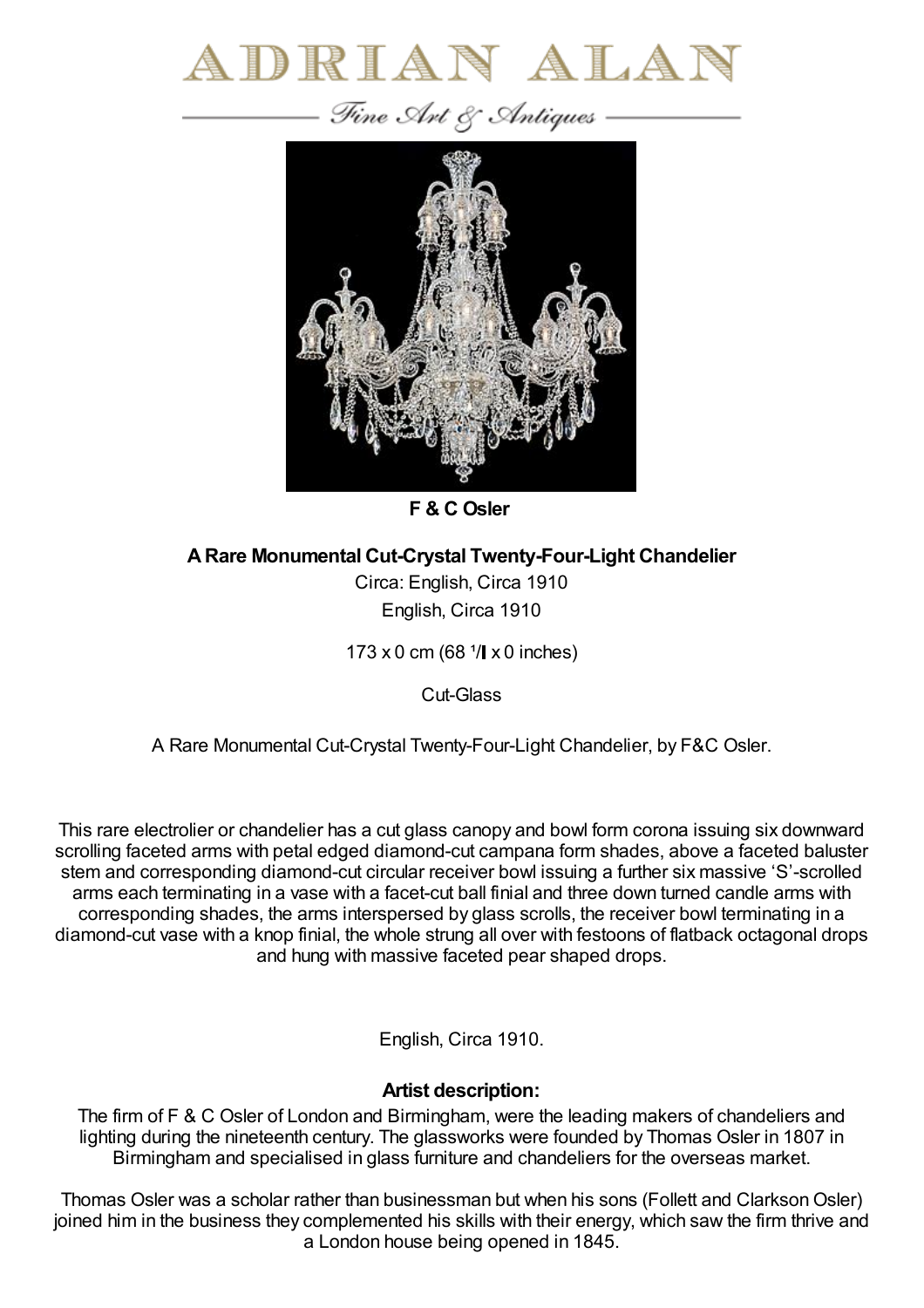# ADRIAN ALAN

*Fine Art & Antiques*

**F & C Osler**

**A Rare Monumental Cut-Crystal Twenty-Four-Light Chandelier**

Circa: English, Circa 1910

English, Circa 1910

173 x 0 cm (68 ¹/ x 0 inches)

Cut-Glass

A Rare Monumental Cut-Crystal Twenty-Four-Light Chandelier, by F&C Osler.

This rare electrolier or chandelier has a cut glass canopy and bowl form corona issuing six downward scrolling faceted arms with petal edged diamond-cut campana form shades, above a faceted baluster stem and corresponding diamond-cut circular receiver bowl issuing a further six massive 'S'-scrolled arms each terminating in a vase with a facet-cut ball finial and three down turned candle arms with corresponding shades, the arms interspersed by glass scrolls, the receiver bowl terminating in a diamond-cut vase with a knop finial, the whole strung all over with festoons of flatback octagonal drops and hung with massive faceted pear shaped drops.

English, Circa 1910.

### Artist description:

The firm of F & C Osler of London and Birmingham, were the leading makers of chandeliers and lighting during the nineteenth century. The glassworks were founded by Thomas Osler in 1807 in Birmingham and specialised in glass furniture and chandeliers for the overseas market.

Thomas Osler was a scholar rather than businessman but when his sons (Follett and Clarkson Osler) joined him in the business they complemented his skills with their energy, which saw the firm thrive and a London house being opened in 1845.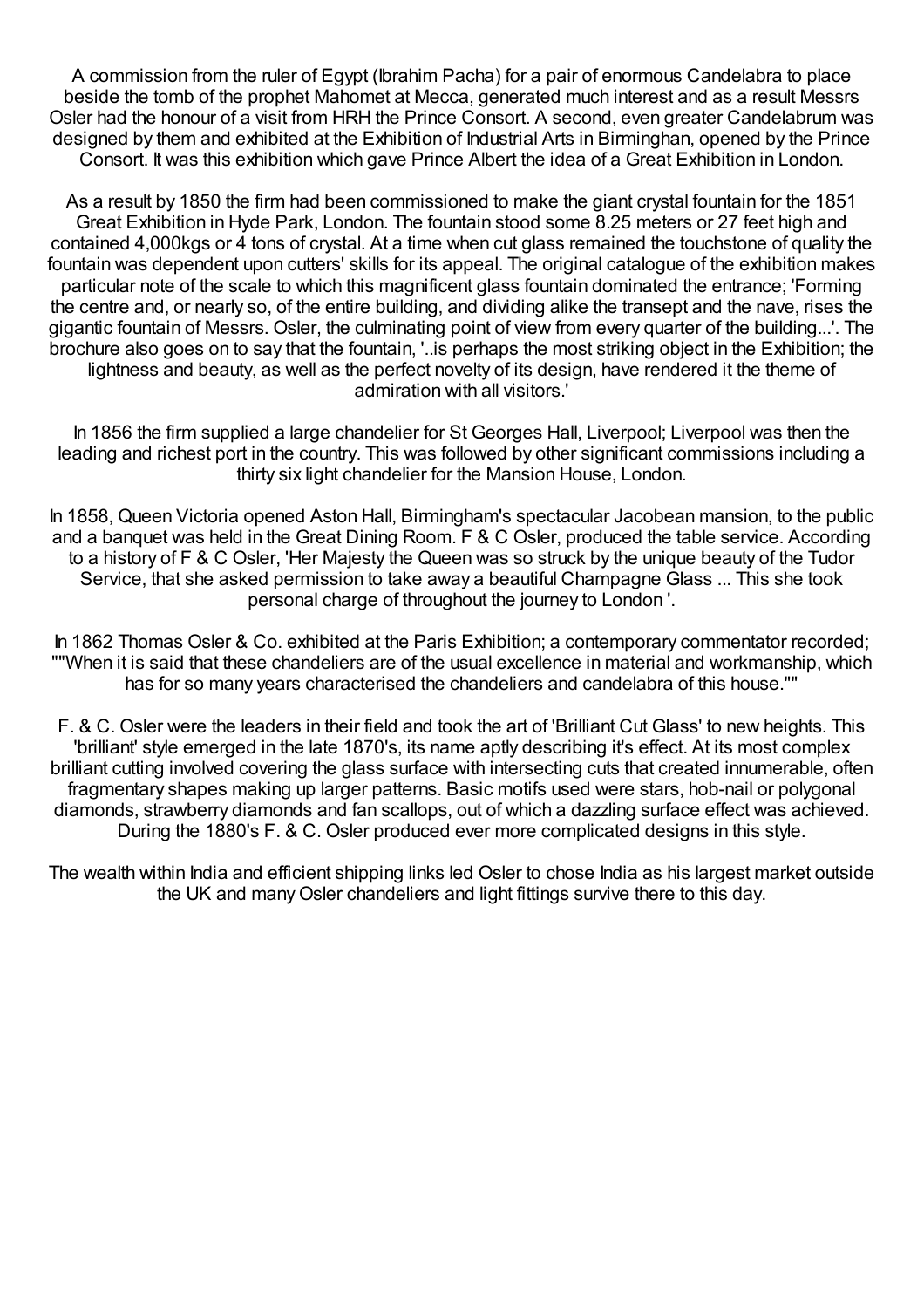A commission from the ruler of Egypt (Ibrahim Pacha) for a pair of enormous Candelabra to place beside the tomb of the prophet Mahomet at Mecca, generated much interest and as a result Messrs Osler had the honour of a visit from HRH the Prince Consort. A second, even greater Candelabrum was designed by them and exhibited at the Exhibition of Industrial Arts in Birminghan, opened by the Prince Consort. It was this exhibition which gave Prince Albert the idea of a Great Exhibition in London.

As a result by 1850 the firm had been commissioned to make the giant crystal fountain for the 1851 Great Exhibition in Hyde Park, London. The fountain stood some 8.25 meters or 27 feet high and contained 4,000kgs or 4 tons of crystal. At a time when cut glass remained the touchstone of quality the fountain was dependent upon cutters' skills for its appeal. The original catalogue of the exhibition makes particular note of the scale to which this magnificent glass fountain dominated the entrance; 'Forming the centre and, or nearly so, of the entire building, and dividing alike the transept and the nave, rises the gigantic fountain of Messrs. Osler, the culminating point of view from every quarter of the building...'. The brochure also goes on to say that the fountain, '..is perhaps the most striking object in the Exhibition; the lightness and beauty, as well as the perfect novelty of its design, have rendered it the theme of admiration with all visitors.'

In 1856 the firm supplied a large chandelier for St Georges Hall, Liverpool; Liverpool was then the leading and richest port in the country. This was followed by other significant commissions including a thirty six light chandelier for the Mansion House, London.

In 1858, Queen Victoria opened Aston Hall, Birmingham's spectacular Jacobean mansion, to the public and a banquet was held in the Great Dining Room. F & C Osler, produced the table service. According to a history of F & C Osler, 'Her Majesty the Queen was so struck by the unique beauty of the Tudor Service, that she asked permission to take away a beautiful Champagne Glass ... This she took personal charge of throughout the journey to London '.

In 1862 Thomas Osler & Co. exhibited at the Paris Exhibition; a contemporary commentator recorded; ""When it is said that these chandeliers are of the usual excellence in material and workmanship, which has for so many years characterised the chandeliers and candelabra of this house.""

F. & C. Osler were the leaders in their field and took the art of 'Brilliant Cut Glass' to new heights. This 'brilliant' style emerged in the late 1870's, its name aptly describing it's effect. At its most complex brilliant cutting involved covering the glass surface with intersecting cuts that created innumerable, often fragmentary shapes making up larger patterns. Basic motifs used were stars, hob-nail or polygonal diamonds, strawberry diamonds and fan scallops, out of which a dazzling surface effect was achieved. During the 1880's F. & C. Osler produced ever more complicated designs in this style.

The wealth within India and efficient shipping links led Osler to chose India as his largest market outside the UK and many Osler chandeliers and light fittings survive there to this day.